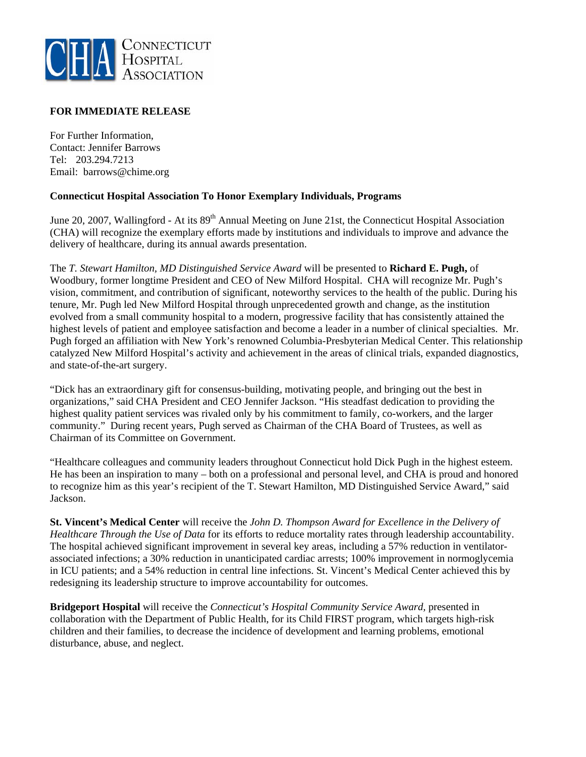CONNECTICUT HOSPITAL ASSOCIATION

**FOR IMMEDIATE RELEASE**

For Further Information,
Contact: Jennifer Barrows
Tel: 203.294.7213
Email: barrows@chime.org

**Connecticut Hospital Association To Honor Exemplary Individuals, Programs**

June 20, 2007, Wallingford - At its 89th Annual Meeting on June 21st, the Connecticut Hospital Association (CHA) will recognize the exemplary efforts made by institutions and individuals to improve and advance the delivery of healthcare, during its annual awards presentation.

The *T. Stewart Hamilton, MD Distinguished Service Award* will be presented to **Richard E. Pugh,** of Woodbury, former longtime President and CEO of New Milford Hospital. CHA will recognize Mr. Pugh's vision, commitment, and contribution of significant, noteworthy services to the health of the public. During his tenure, Mr. Pugh led New Milford Hospital through unprecedented growth and change, as the institution evolved from a small community hospital to a modern, progressive facility that has consistently attained the highest levels of patient and employee satisfaction and become a leader in a number of clinical specialties. Mr. Pugh forged an affiliation with New York's renowned Columbia-Presbyterian Medical Center. This relationship catalyzed New Milford Hospital's activity and achievement in the areas of clinical trials, expanded diagnostics, and state-of-the-art surgery.

"Dick has an extraordinary gift for consensus-building, motivating people, and bringing out the best in organizations," said CHA President and CEO Jennifer Jackson. "His steadfast dedication to providing the highest quality patient services was rivaled only by his commitment to family, co-workers, and the larger community." During recent years, Pugh served as Chairman of the CHA Board of Trustees, as well as Chairman of its Committee on Government.

"Healthcare colleagues and community leaders throughout Connecticut hold Dick Pugh in the highest esteem. He has been an inspiration to many – both on a professional and personal level, and CHA is proud and honored to recognize him as this year's recipient of the T. Stewart Hamilton, MD Distinguished Service Award," said Jackson.

**St. Vincent's Medical Center** will receive the *John D. Thompson Award for Excellence in the Delivery of Healthcare Through the Use of Data* for its efforts to reduce mortality rates through leadership accountability. The hospital achieved significant improvement in several key areas, including a 57% reduction in ventilator-associated infections; a 30% reduction in unanticipated cardiac arrests; 100% improvement in normoglycemia in ICU patients; and a 54% reduction in central line infections. St. Vincent's Medical Center achieved this by redesigning its leadership structure to improve accountability for outcomes.

**Bridgeport Hospital** will receive the *Connecticut's Hospital Community Service Award,* presented in collaboration with the Department of Public Health, for its Child FIRST program, which targets high-risk children and their families, to decrease the incidence of development and learning problems, emotional disturbance, abuse, and neglect.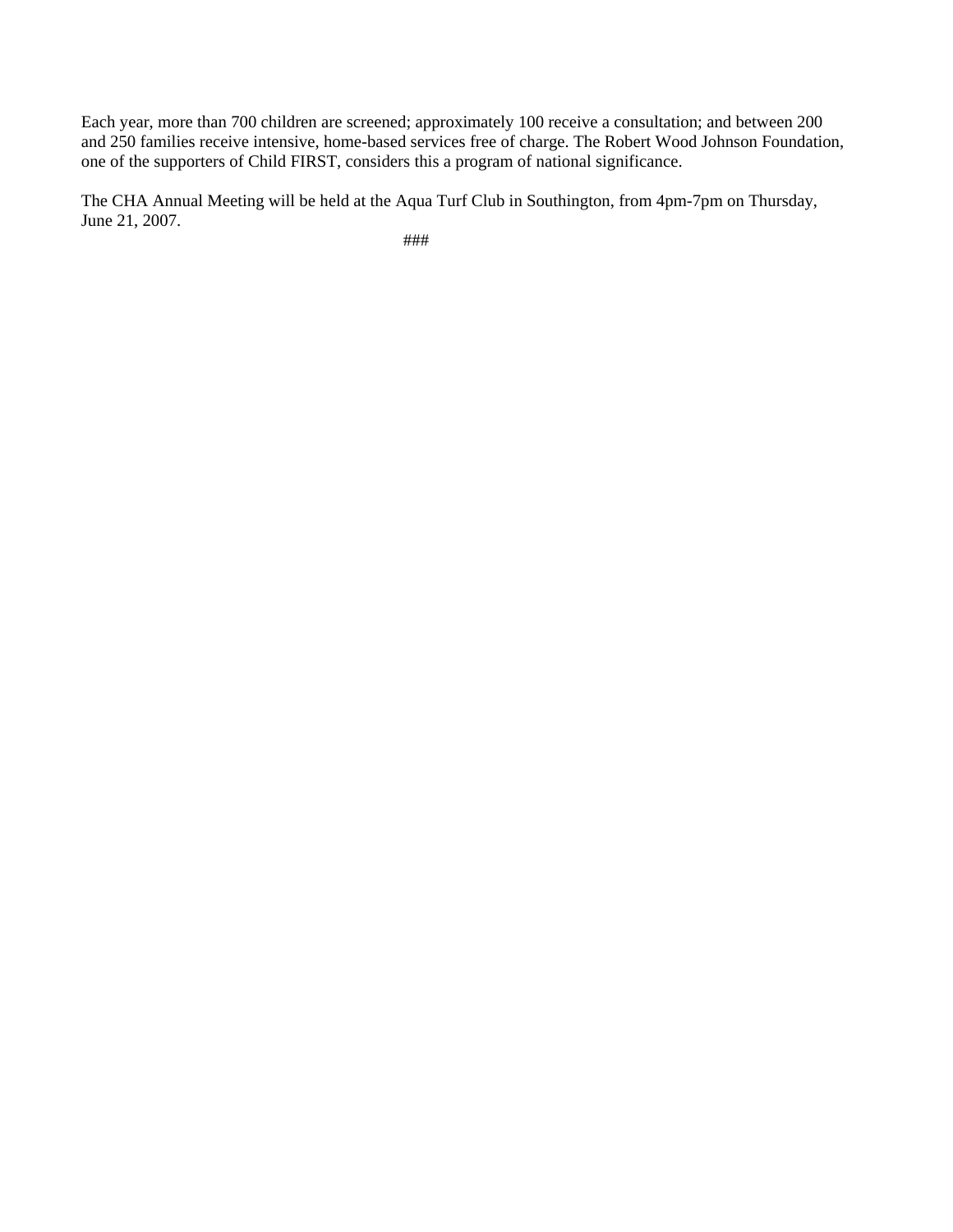Each year, more than 700 children are screened; approximately 100 receive a consultation; and between 200 and 250 families receive intensive, home-based services free of charge. The Robert Wood Johnson Foundation, one of the supporters of Child FIRST, considers this a program of national significance.

The CHA Annual Meeting will be held at the Aqua Turf Club in Southington, from 4pm-7pm on Thursday, June 21, 2007.

###